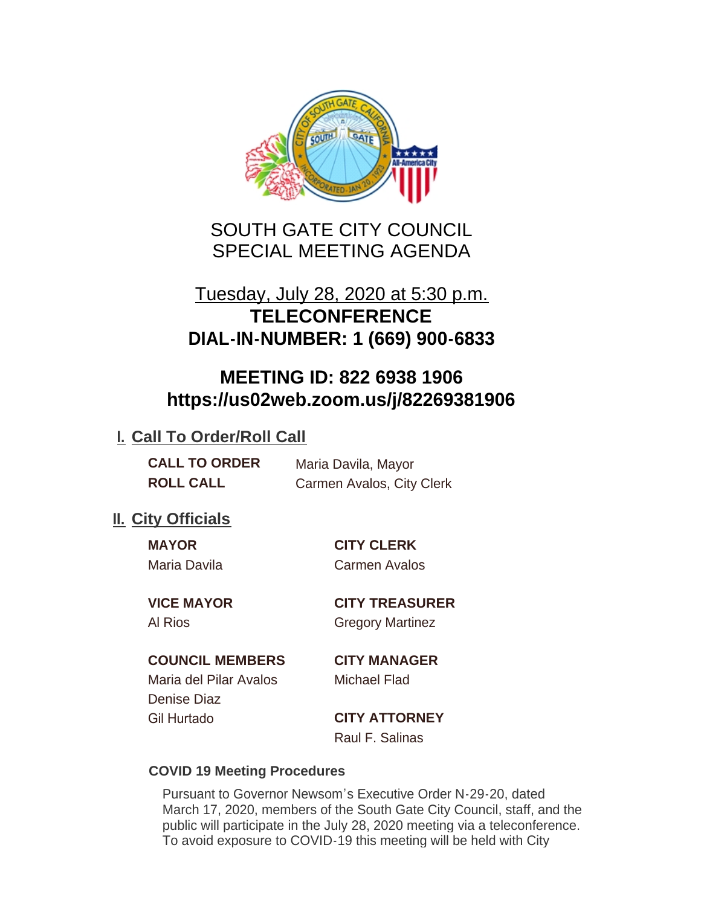# SOUTH GATE CITY COUNCIL
# SPECIAL MEETING AGENDA

Tuesday, July 28, 2020 at 5:30 p.m.

**TELECONFERENCE**

**DIAL-IN-NUMBER: 1 (669) 900-6833**

**MEETING ID: 822 6938 1906**

**https://us02web.zoom.us/j/82269381906**

## I. Call To Order/Roll Call

**CALL TO ORDER** Maria Davila, Mayor

**ROLL CALL** Carmen Avalos, City Clerk

## II. City Officials

**MAYOR**
Maria Davila

**VICE MAYOR**
Al Rios

**COUNCIL MEMBERS**
Maria del Pilar Avalos
Denise Diaz
Gil Hurtado

**CITY CLERK**
Carmen Avalos

**CITY TREASURER**
Gregory Martinez

**CITY MANAGER**
Michael Flad

**CITY ATTORNEY**
Raul F. Salinas

### COVID 19 Meeting Procedures

Pursuant to Governor Newsom's Executive Order N-29-20, dated March 17, 2020, members of the South Gate City Council, staff, and the public will participate in the July 28, 2020 meeting via a teleconference. To avoid exposure to COVID-19 this meeting will be held with City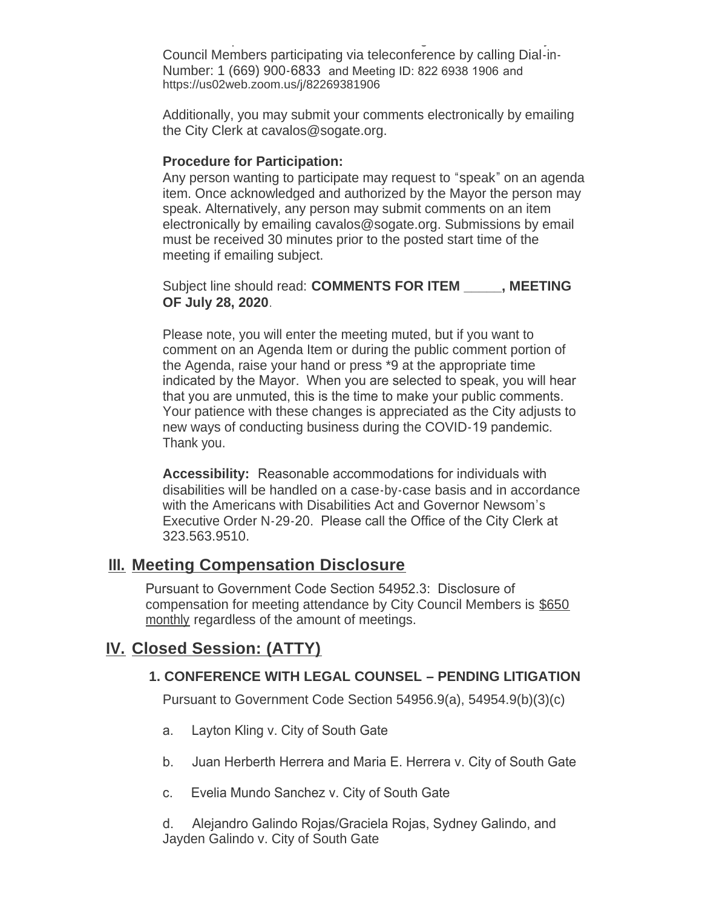Council Members participating via teleconference by calling Dial-in-Number: 1 (669) 900-6833 and Meeting ID: 822 6938 1906 and https://us02web.zoom.us/j/82269381906

Additionally, you may submit your comments electronically by emailing the City Clerk at cavalos@sogate.org.

**Procedure for Participation:**

Any person wanting to participate may request to "speak" on an agenda item. Once acknowledged and authorized by the Mayor the person may speak. Alternatively, any person may submit comments on an item electronically by emailing cavalos@sogate.org. Submissions by email must be received 30 minutes prior to the posted start time of the meeting if emailing subject.

Subject line should read: **COMMENTS FOR ITEM _____, MEETING OF July 28, 2020**.

Please note, you will enter the meeting muted, but if you want to comment on an Agenda Item or during the public comment portion of the Agenda, raise your hand or press *9 at the appropriate time indicated by the Mayor. When you are selected to speak, you will hear that you are unmuted, this is the time to make your public comments. Your patience with these changes is appreciated as the City adjusts to new ways of conducting business during the COVID-19 pandemic. Thank you.

**Accessibility:** Reasonable accommodations for individuals with disabilities will be handled on a case-by-case basis and in accordance with the Americans with Disabilities Act and Governor Newsom's Executive Order N-29-20. Please call the Office of the City Clerk at 323.563.9510.

## III. Meeting Compensation Disclosure

Pursuant to Government Code Section 54952.3: Disclosure of compensation for meeting attendance by City Council Members is $650 monthly regardless of the amount of meetings.

## IV. Closed Session: (ATTY)

### 1. CONFERENCE WITH LEGAL COUNSEL – PENDING LITIGATION

Pursuant to Government Code Section 54956.9(a), 54954.9(b)(3)(c)

a. Layton Kling v. City of South Gate

b. Juan Herberth Herrera and Maria E. Herrera v. City of South Gate

c. Evelia Mundo Sanchez v. City of South Gate

d. Alejandro Galindo Rojas/Graciela Rojas, Sydney Galindo, and Jayden Galindo v. City of South Gate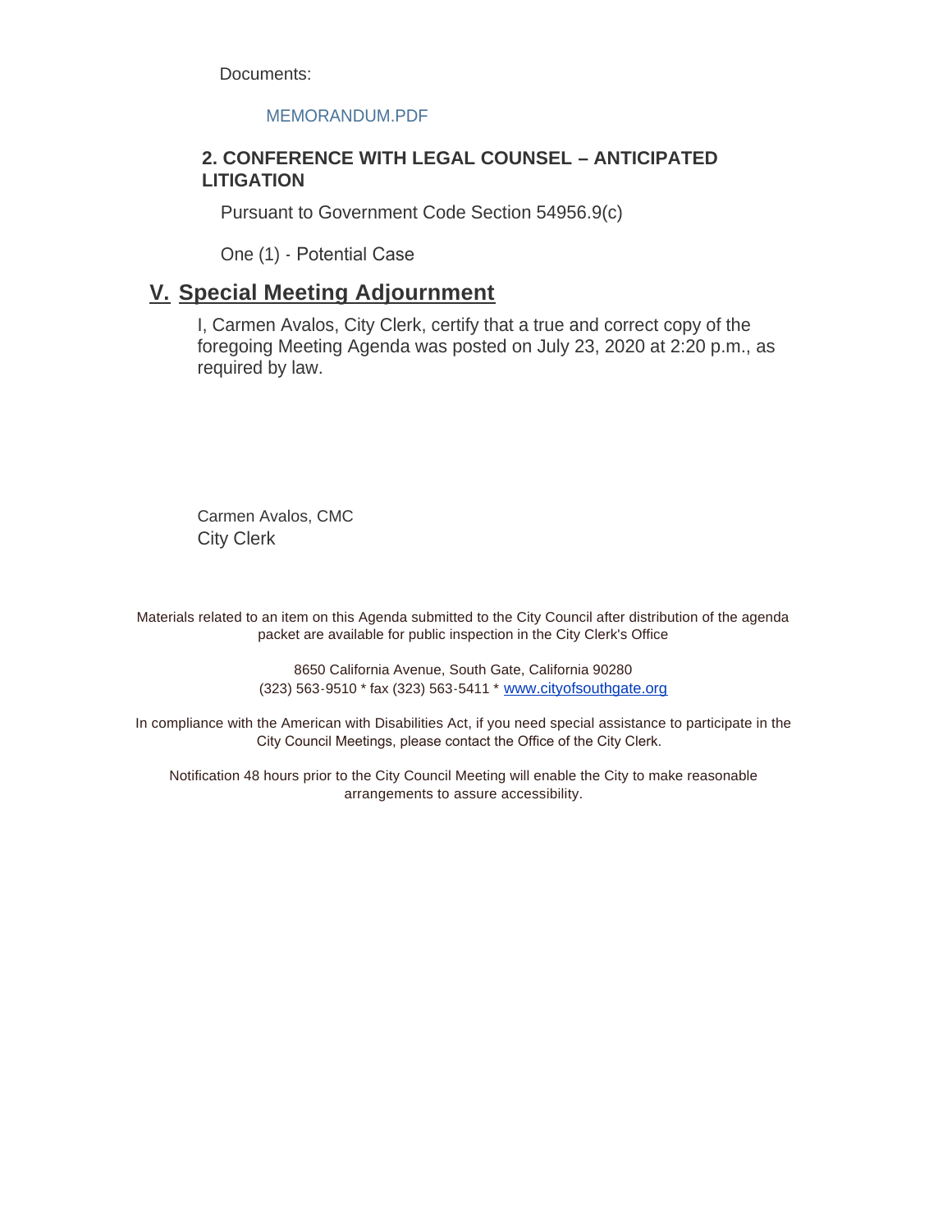Documents:

MEMORANDUM.PDF

### 2. CONFERENCE WITH LEGAL COUNSEL – ANTICIPATED LITIGATION

Pursuant to Government Code Section 54956.9(c)

One (1) - Potential Case

## V. Special Meeting Adjournment

I, Carmen Avalos, City Clerk, certify that a true and correct copy of the foregoing Meeting Agenda was posted on July 23, 2020 at 2:20 p.m., as required by law.

Carmen Avalos, CMC
City Clerk

Materials related to an item on this Agenda submitted to the City Council after distribution of the agenda packet are available for public inspection in the City Clerk's Office

8650 California Avenue, South Gate, California 90280
(323) 563-9510 * fax (323) 563-5411 * www.cityofsouthgate.org

In compliance with the American with Disabilities Act, if you need special assistance to participate in the City Council Meetings, please contact the Office of the City Clerk.

Notification 48 hours prior to the City Council Meeting will enable the City to make reasonable arrangements to assure accessibility.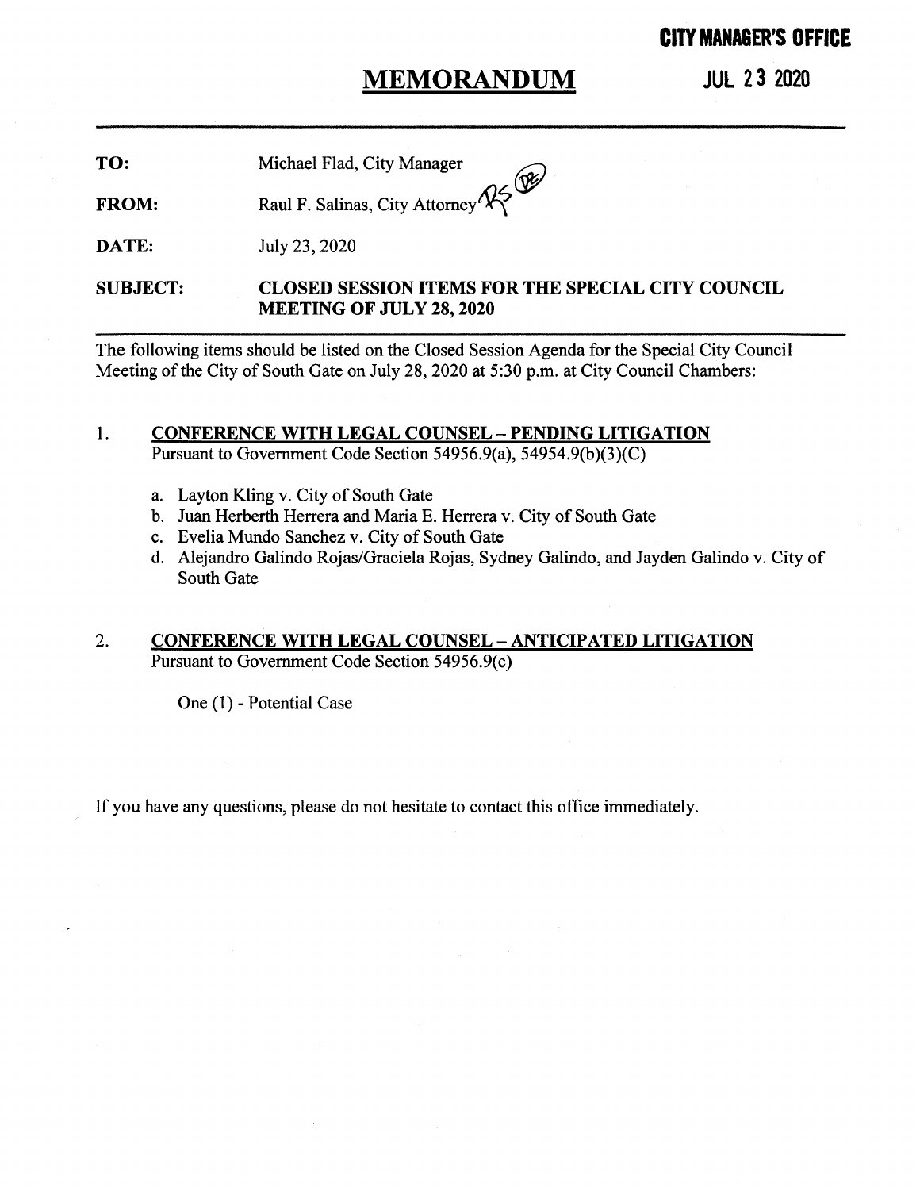**CITY MANAGER'S OFFICE**

**JUL 23 2020**

# MEMORANDUM

| | |
|---|---|
| **TO:** | Michael Flad, City Manager |
| **FROM:** | Raul F. Salinas, City Attorney RS |
| **DATE:** | July 23, 2020 |
| **SUBJECT:** | **CLOSED SESSION ITEMS FOR THE SPECIAL CITY COUNCIL MEETING OF JULY 28, 2020** |

The following items should be listed on the Closed Session Agenda for the Special City Council Meeting of the City of South Gate on July 28, 2020 at 5:30 p.m. at City Council Chambers:

1. **CONFERENCE WITH LEGAL COUNSEL – PENDING LITIGATION**
   Pursuant to Government Code Section 54956.9(a), 54954.9(b)(3)(C)

   a. Layton Kling v. City of South Gate
   b. Juan Herberth Herrera and Maria E. Herrera v. City of South Gate
   c. Evelia Mundo Sanchez v. City of South Gate
   d. Alejandro Galindo Rojas/Graciela Rojas, Sydney Galindo, and Jayden Galindo v. City of South Gate

2. **CONFERENCE WITH LEGAL COUNSEL – ANTICIPATED LITIGATION**
   Pursuant to Government Code Section 54956.9(c)

   One (1) - Potential Case

If you have any questions, please do not hesitate to contact this office immediately.